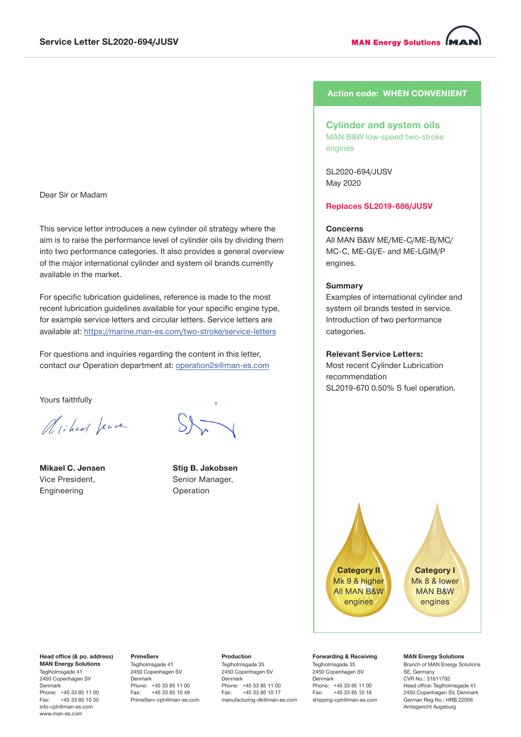# Service Letter SL2020-694/JUSV

MAN Energy Solutions

**Action code: WHEN CONVENIENT**

## Cylinder and system oils

MAN B&W low-speed two-stroke engines

SL2020-694/JUSV
May 2020

**Replaces SL2019-686/JUSV**

**Concerns**
All MAN B&W ME/ME-C/ME-B/MC/MC-C, ME-GI/E- and ME-LGIM/P engines.

**Summary**
Examples of international cylinder and system oil brands tested in service. Introduction of two performance categories.

**Relevant Service Letters:**
Most recent Cylinder Lubrication recommendation
SL2019-670 0.50% S fuel operation.

**Category II**
Mk 9 & higher
All MAN B&W engines

**Category I**
Mk 8 & lower
MAN B&W engines

Dear Sir or Madam

This service letter introduces a new cylinder oil strategy where the aim is to raise the performance level of cylinder oils by dividing them into two performance categories. It also provides a general overview of the major international cylinder and system oil brands currently available in the market.

For specific lubrication guidelines, reference is made to the most recent lubrication guidelines available for your specific engine type, for example service letters and circular letters. Service letters are available at: https://marine.man-es.com/two-stroke/service-letters

For questions and inquiries regarding the content in this letter, contact our Operation department at: operation2s@man-es.com

Yours faithfully

**Mikael C. Jensen**
Vice President,
Engineering

**Stig B. Jakobsen**
Senior Manager,
Operation

**Head office (& po. address)**
**MAN Energy Solutions**
Teglholmsgade 41
2450 Copenhagen SV
Denmark
Phone: +45 33 85 11 00
Fax: +45 33 85 10 30
info-cph@man-es.com
www.man-es.com

**PrimeServ**
Teglholmsgade 41
2450 Copenhagen SV
Denmark
Phone: +45 33 85 11 00
Fax: +45 33 85 10 49
PrimeServ-cph@man-es.com

**Production**
Teglholmsgade 35
2450 Copenhagen SV
Denmark
Phone: +45 33 85 11 00
Fax: +45 33 85 10 17
manufacturing-dk@man-es.com

**Forwarding & Receiving**
Teglholmsgade 35
2450 Copenhagen SV
Denmark
Phone: +45 33 85 11 00
Fax: +45 33 85 10 16
shipping-cph@man-es.com

**MAN Energy Solutions**
Branch of MAN Energy Solutions SE, Germany
CVR No.: 31611792
Head office: Teglholmsgade 41
2450 Copenhagen SV, Denmark
German Reg.No.: HRB 22056
Amtsgericht Augsburg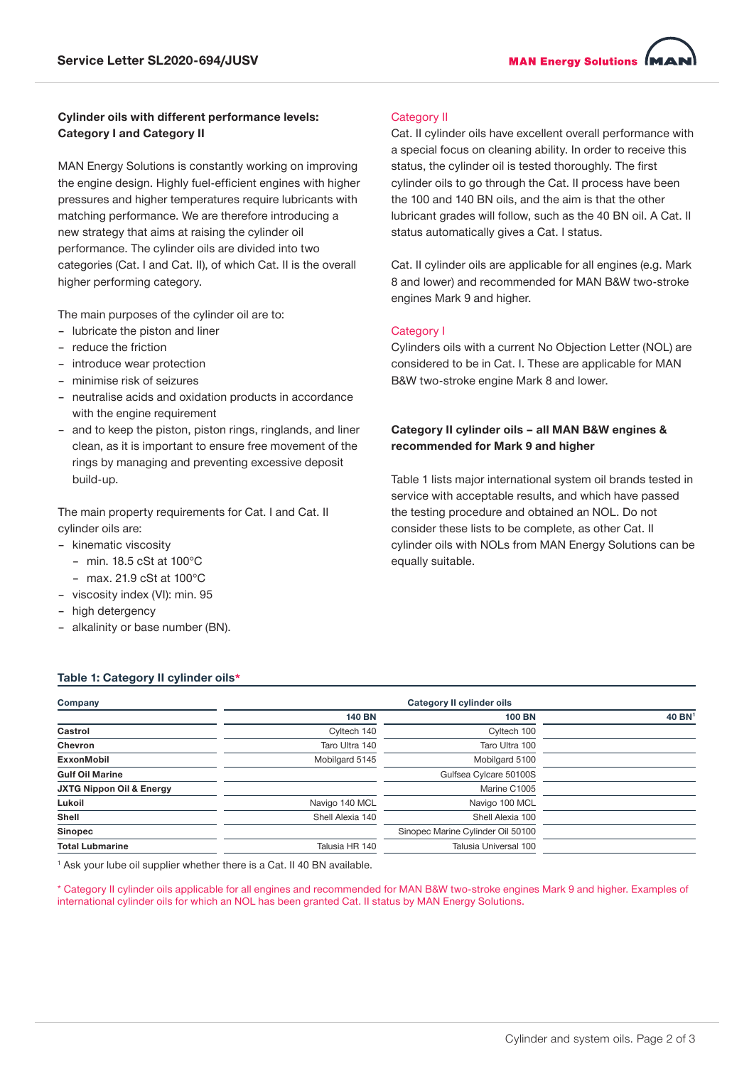### Cylinder oils with different performance levels: Category I and Category II

MAN Energy Solutions is constantly working on improving the engine design. Highly fuel-efficient engines with higher pressures and higher temperatures require lubricants with matching performance. We are therefore introducing a new strategy that aims at raising the cylinder oil performance. The cylinder oils are divided into two categories (Cat. I and Cat. II), of which Cat. II is the overall higher performing category.

The main purposes of the cylinder oil are to:

- lubricate the piston and liner
- reduce the friction
- introduce wear protection
- minimise risk of seizures
- neutralise acids and oxidation products in accordance with the engine requirement
- and to keep the piston, piston rings, ringlands, and liner clean, as it is important to ensure free movement of the rings by managing and preventing excessive deposit build-up.

The main property requirements for Cat. I and Cat. II cylinder oils are:

- kinematic viscosity
  - min. 18.5 cSt at 100°C
  - max. 21.9 cSt at 100°C
- viscosity index (VI): min. 95
- high detergency
- alkalinity or base number (BN).

#### Category II

Cat. II cylinder oils have excellent overall performance with a special focus on cleaning ability. In order to receive this status, the cylinder oil is tested thoroughly. The first cylinder oils to go through the Cat. II process have been the 100 and 140 BN oils, and the aim is that the other lubricant grades will follow, such as the 40 BN oil. A Cat. II status automatically gives a Cat. I status.

Cat. II cylinder oils are applicable for all engines (e.g. Mark 8 and lower) and recommended for MAN B&W two-stroke engines Mark 9 and higher.

#### Category I

Cylinders oils with a current No Objection Letter (NOL) are considered to be in Cat. I. These are applicable for MAN B&W two-stroke engine Mark 8 and lower.

### Category II cylinder oils – all MAN B&W engines & recommended for Mark 9 and higher

Table 1 lists major international system oil brands tested in service with acceptable results, and which have passed the testing procedure and obtained an NOL. Do not consider these lists to be complete, as other Cat. II cylinder oils with NOLs from MAN Energy Solutions can be equally suitable.

**Table 1: Category II cylinder oils***

| Company | Category II cylinder oils | | |
|---|---|---|---|
| | 140 BN | 100 BN | 40 BN[1] |
| Castrol | Cyltech 140 | Cyltech 100 | |
| Chevron | Taro Ultra 140 | Taro Ultra 100 | |
| ExxonMobil | Mobilgard 5145 | Mobilgard 5100 | |
| Gulf Oil Marine | | Gulfsea Cylcare 50100S | |
| JXTG Nippon Oil & Energy | | Marine C1005 | |
| Lukoil | Navigo 140 MCL | Navigo 100 MCL | |
| Shell | Shell Alexia 140 | Shell Alexia 100 | |
| Sinopec | | Sinopec Marine Cylinder Oil 50100 | |
| Total Lubmarine | Talusia HR 140 | Talusia Universal 100 | |

[1] Ask your lube oil supplier whether there is a Cat. II 40 BN available.

* Category II cylinder oils applicable for all engines and recommended for MAN B&W two-stroke engines Mark 9 and higher. Examples of international cylinder oils for which an NOL has been granted Cat. II status by MAN Energy Solutions.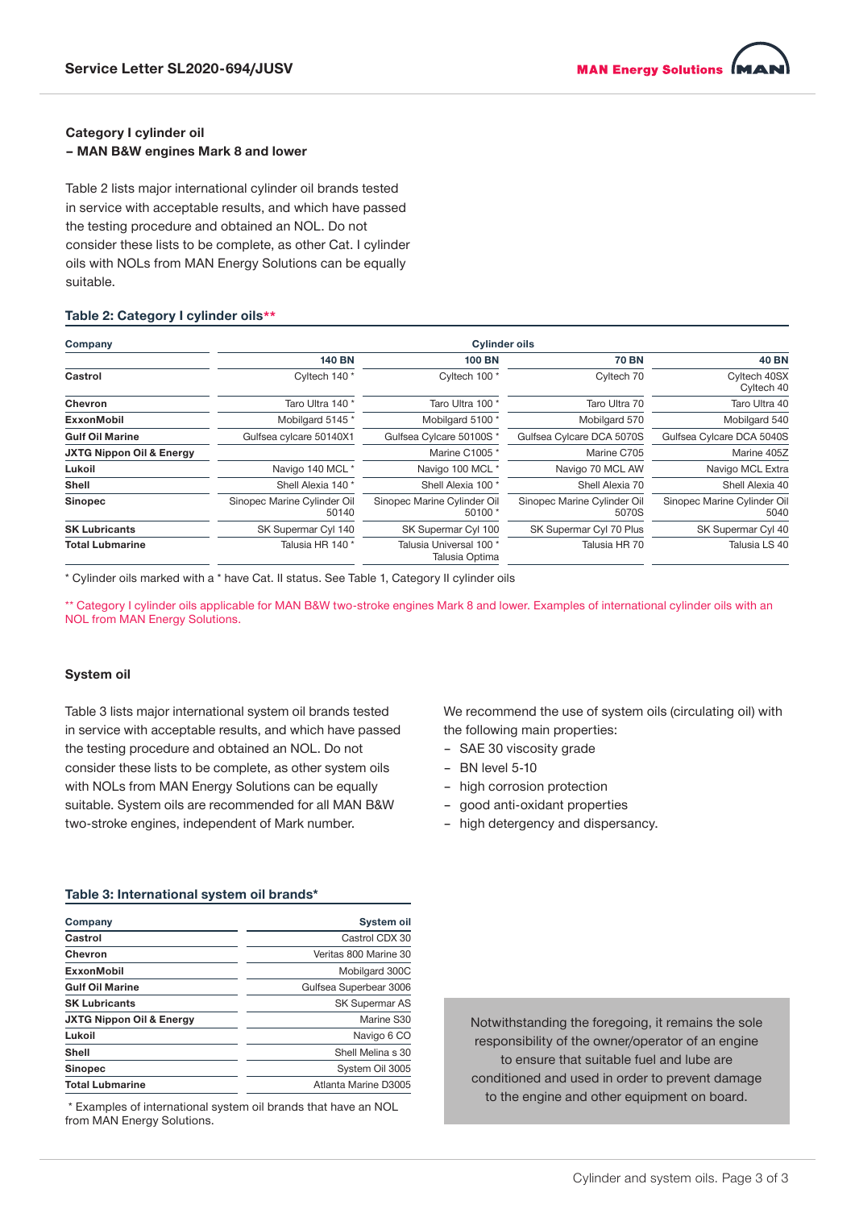### Category I cylinder oil
### – MAN B&W engines Mark 8 and lower

Table 2 lists major international cylinder oil brands tested in service with acceptable results, and which have passed the testing procedure and obtained an NOL. Do not consider these lists to be complete, as other Cat. I cylinder oils with NOLs from MAN Energy Solutions can be equally suitable.

**Table 2: Category I cylinder oils****

| Company | Cylinder oils | | | |
|---|---|---|---|---|
| | **140 BN** | **100 BN** | **70 BN** | **40 BN** |
| **Castrol** | Cyltech 140 * | Cyltech 100 * | Cyltech 70 | Cyltech 40SX<br>Cyltech 40 |
| **Chevron** | Taro Ultra 140 * | Taro Ultra 100 * | Taro Ultra 70 | Taro Ultra 40 |
| **ExxonMobil** | Mobilgard 5145 * | Mobilgard 5100 * | Mobilgard 570 | Mobilgard 540 |
| **Gulf Oil Marine** | Gulfsea cylcare 50140X1 | Gulfsea Cylcare 50100S * | Gulfsea Cylcare DCA 5070S | Gulfsea Cylcare DCA 5040S |
| **JXTG Nippon Oil & Energy** | | Marine C1005 * | Marine C705 | Marine 405Z |
| **Lukoil** | Navigo 140 MCL * | Navigo 100 MCL * | Navigo 70 MCL AW | Navigo MCL Extra |
| **Shell** | Shell Alexia 140 * | Shell Alexia 100 * | Shell Alexia 70 | Shell Alexia 40 |
| **Sinopec** | Sinopec Marine Cylinder Oil 50140 | Sinopec Marine Cylinder Oil 50100 * | Sinopec Marine Cylinder Oil 5070S | Sinopec Marine Cylinder Oil 5040 |
| **SK Lubricants** | SK Supermar Cyl 140 | SK Supermar Cyl 100 | SK Supermar Cyl 70 Plus | SK Supermar Cyl 40 |
| **Total Lubmarine** | Talusia HR 140 * | Talusia Universal 100 *<br>Talusia Optima | Talusia HR 70 | Talusia LS 40 |

* Cylinder oils marked with a * have Cat. II status. See Table 1, Category II cylinder oils

** Category I cylinder oils applicable for MAN B&W two-stroke engines Mark 8 and lower. Examples of international cylinder oils with an NOL from MAN Energy Solutions.

### System oil

Table 3 lists major international system oil brands tested in service with acceptable results, and which have passed the testing procedure and obtained an NOL. Do not consider these lists to be complete, as other system oils with NOLs from MAN Energy Solutions can be equally suitable. System oils are recommended for all MAN B&W two-stroke engines, independent of Mark number.

We recommend the use of system oils (circulating oil) with the following main properties:

- SAE 30 viscosity grade
- BN level 5-10
- high corrosion protection
- good anti-oxidant properties
- high detergency and dispersancy.

**Table 3: International system oil brands***

| Company | System oil |
|---|---|
| **Castrol** | Castrol CDX 30 |
| **Chevron** | Veritas 800 Marine 30 |
| **ExxonMobil** | Mobilgard 300C |
| **Gulf Oil Marine** | Gulfsea Superbear 3006 |
| **SK Lubricants** | SK Supermar AS |
| **JXTG Nippon Oil & Energy** | Marine S30 |
| **Lukoil** | Navigo 6 CO |
| **Shell** | Shell Melina s 30 |
| **Sinopec** | System Oil 3005 |
| **Total Lubmarine** | Atlanta Marine D3005 |

* Examples of international system oil brands that have an NOL from MAN Energy Solutions.

Notwithstanding the foregoing, it remains the sole responsibility of the owner/operator of an engine to ensure that suitable fuel and lube are conditioned and used in order to prevent damage to the engine and other equipment on board.